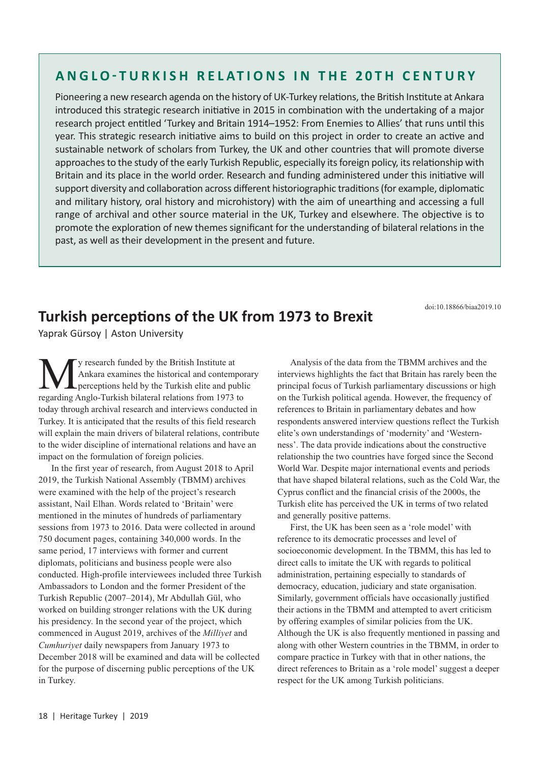## ANGLO-TURKISH RELATIONS IN THE 20TH CENTURY

Pioneering a new research agenda on the history of UK-Turkey relations, the British Institute at Ankara introduced this strategic research initiative in 2015 in combination with the undertaking of a major research project entitled 'Turkey and Britain 1914–1952: From Enemies to Allies' that runs until this year. This strategic research initiative aims to build on this project in order to create an active and sustainable network of scholars from Turkey, the UK and other countries that will promote diverse approaches to the study of the early Turkish Republic, especially its foreign policy, its relationship with Britain and its place in the world order. Research and funding administered under this initiative will support diversity and collaboration across different historiographic traditions (for example, diplomatic and military history, oral history and microhistory) with the aim of unearthing and accessing a full range of archival and other source material in the UK, Turkey and elsewhere. The objective is to promote the exploration of new themes significant for the understanding of bilateral relations in the past, as well as their development in the present and future.

# Turkish perceptions of the UK from 1973 to Brexit

doi:10.18866/biaa2019.10

Yaprak Gürsoy | Aston University

My research funded by the British Institute at Ankara examines the historical and contemporary perceptions held by the Turkish elite and public regarding Anglo-Turkish bilateral relations from 1973 to today through archival research and interviews conducted in Turkey. It is anticipated that the results of this field research will explain the main drivers of bilateral relations, contribute to the wider discipline of international relations and have an impact on the formulation of foreign policies.

In the first year of research, from August 2018 to April 2019, the Turkish National Assembly (TBMM) archives were examined with the help of the project's research assistant, Nail Elhan. Words related to 'Britain' were mentioned in the minutes of hundreds of parliamentary sessions from 1973 to 2016. Data were collected in around 750 document pages, containing 340,000 words. In the same period, 17 interviews with former and current diplomats, politicians and business people were also conducted. High-profile interviewees included three Turkish Ambassadors to London and the former President of the Turkish Republic (2007–2014), Mr Abdullah Gül, who worked on building stronger relations with the UK during his presidency. In the second year of the project, which commenced in August 2019, archives of the *Milliyet* and *Cumhuriyet* daily newspapers from January 1973 to December 2018 will be examined and data will be collected for the purpose of discerning public perceptions of the UK in Turkey.

Analysis of the data from the TBMM archives and the interviews highlights the fact that Britain has rarely been the principal focus of Turkish parliamentary discussions or high on the Turkish political agenda. However, the frequency of references to Britain in parliamentary debates and how respondents answered interview questions reflect the Turkish elite's own understandings of 'modernity' and 'Westernness'. The data provide indications about the constructive relationship the two countries have forged since the Second World War. Despite major international events and periods that have shaped bilateral relations, such as the Cold War, the Cyprus conflict and the financial crisis of the 2000s, the Turkish elite has perceived the UK in terms of two related and generally positive patterns.

First, the UK has been seen as a 'role model' with reference to its democratic processes and level of socioeconomic development. In the TBMM, this has led to direct calls to imitate the UK with regards to political administration, pertaining especially to standards of democracy, education, judiciary and state organisation. Similarly, government officials have occasionally justified their actions in the TBMM and attempted to avert criticism by offering examples of similar policies from the UK. Although the UK is also frequently mentioned in passing and along with other Western countries in the TBMM, in order to compare practice in Turkey with that in other nations, the direct references to Britain as a 'role model' suggest a deeper respect for the UK among Turkish politicians.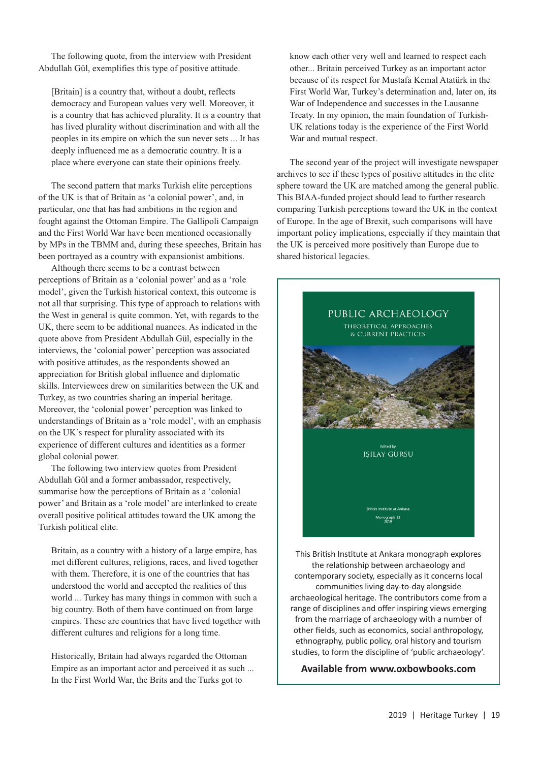The following quote, from the interview with President Abdullah Gül, exemplifies this type of positive attitude.

> [Britain] is a country that, without a doubt, reflects democracy and European values very well. Moreover, it is a country that has achieved plurality. It is a country that has lived plurality without discrimination and with all the peoples in its empire on which the sun never sets ... It has deeply influenced me as a democratic country. It is a place where everyone can state their opinions freely.

The second pattern that marks Turkish elite perceptions of the UK is that of Britain as 'a colonial power', and, in particular, one that has had ambitions in the region and fought against the Ottoman Empire. The Gallipoli Campaign and the First World War have been mentioned occasionally by MPs in the TBMM and, during these speeches, Britain has been portrayed as a country with expansionist ambitions.

Although there seems to be a contrast between perceptions of Britain as a 'colonial power' and as a 'role model', given the Turkish historical context, this outcome is not all that surprising. This type of approach to relations with the West in general is quite common. Yet, with regards to the UK, there seem to be additional nuances. As indicated in the quote above from President Abdullah Gül, especially in the interviews, the 'colonial power' perception was associated with positive attitudes, as the respondents showed an appreciation for British global influence and diplomatic skills. Interviewees drew on similarities between the UK and Turkey, as two countries sharing an imperial heritage. Moreover, the 'colonial power' perception was linked to understandings of Britain as a 'role model', with an emphasis on the UK's respect for plurality associated with its experience of different cultures and identities as a former global colonial power.

The following two interview quotes from President Abdullah Gül and a former ambassador, respectively, summarise how the perceptions of Britain as a 'colonial power' and Britain as a 'role model' are interlinked to create overall positive political attitudes toward the UK among the Turkish political elite.

> Britain, as a country with a history of a large empire, has met different cultures, religions, races, and lived together with them. Therefore, it is one of the countries that has understood the world and accepted the realities of this world ... Turkey has many things in common with such a big country. Both of them have continued on from large empires. These are countries that have lived together with different cultures and religions for a long time.

> Historically, Britain had always regarded the Ottoman Empire as an important actor and perceived it as such ... In the First World War, the Brits and the Turks got to know each other very well and learned to respect each other... Britain perceived Turkey as an important actor because of its respect for Mustafa Kemal Atatürk in the First World War, Turkey's determination and, later on, its War of Independence and successes in the Lausanne Treaty. In my opinion, the main foundation of Turkish-UK relations today is the experience of the First World War and mutual respect.

The second year of the project will investigate newspaper archives to see if these types of positive attitudes in the elite sphere toward the UK are matched among the general public. This BIAA-funded project should lead to further research comparing Turkish perceptions toward the UK in the context of Europe. In the age of Brexit, such comparisons will have important policy implications, especially if they maintain that the UK is perceived more positively than Europe due to shared historical legacies.

PUBLIC ARCHAEOLOGY

THEORETICAL APPROACHES & CURRENT PRACTICES

Edited by IŞILAY GÜRSU

British Institute at Ankara

Monograph 52

2019

This British Institute at Ankara monograph explores the relationship between archaeology and contemporary society, especially as it concerns local communities living day-to-day alongside archaeological heritage. The contributors come from a range of disciplines and offer inspiring views emerging from the marriage of archaeology with a number of other fields, such as economics, social anthropology, ethnography, public policy, oral history and tourism studies, to form the discipline of 'public archaeology'.

**Available from www.oxbowbooks.com**